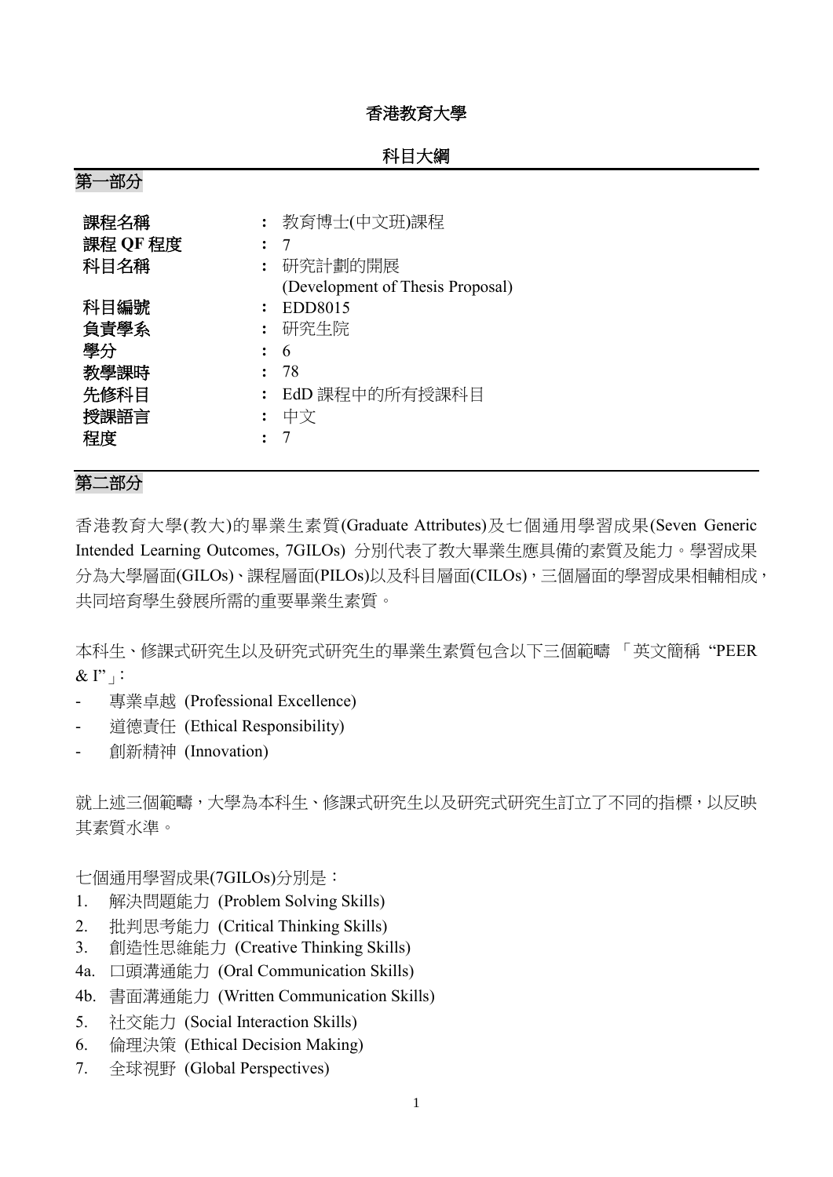# 香港教育大學

## 科目大綱

## 第一部分

| | | |
|---|---|---|
| **課程名稱** | : | 教育博士(中文班)課程 |
| **課程 QF 程度** | : | 7 |
| **科目名稱** | : | 研究計劃的開展<br>(Development of Thesis Proposal) |
| **科目編號** | : | EDD8015 |
| **負責學系** | : | 研究生院 |
| **學分** | : | 6 |
| **教學課時** | : | 78 |
| **先修科目** | : | EdD 課程中的所有授課科目 |
| **授課語言** | : | 中文 |
| **程度** | : | 7 |

## 第二部分

香港教育大學(教大)的畢業生素質(Graduate Attributes)及七個通用學習成果(Seven Generic Intended Learning Outcomes, 7GILOs) 分別代表了教大畢業生應具備的素質及能力。學習成果分為大學層面(GILOs)、課程層面(PILOs)以及科目層面(CILOs)，三個層面的學習成果相輔相成，共同培育學生發展所需的重要畢業生素質。

本科生、修課式研究生以及研究式研究生的畢業生素質包含以下三個範疇 「英文簡稱 "PEER & I"」:

- 專業卓越 (Professional Excellence)
- 道德責任 (Ethical Responsibility)
- 創新精神 (Innovation)

就上述三個範疇，大學為本科生、修課式研究生以及研究式研究生訂立了不同的指標，以反映其素質水準。

七個通用學習成果(7GILOs)分別是：

1. 解決問題能力 (Problem Solving Skills)
2. 批判思考能力 (Critical Thinking Skills)
3. 創造性思維能力 (Creative Thinking Skills)

4a. 口頭溝通能力 (Oral Communication Skills)

4b. 書面溝通能力 (Written Communication Skills)

5. 社交能力 (Social Interaction Skills)
6. 倫理決策 (Ethical Decision Making)
7. 全球視野 (Global Perspectives)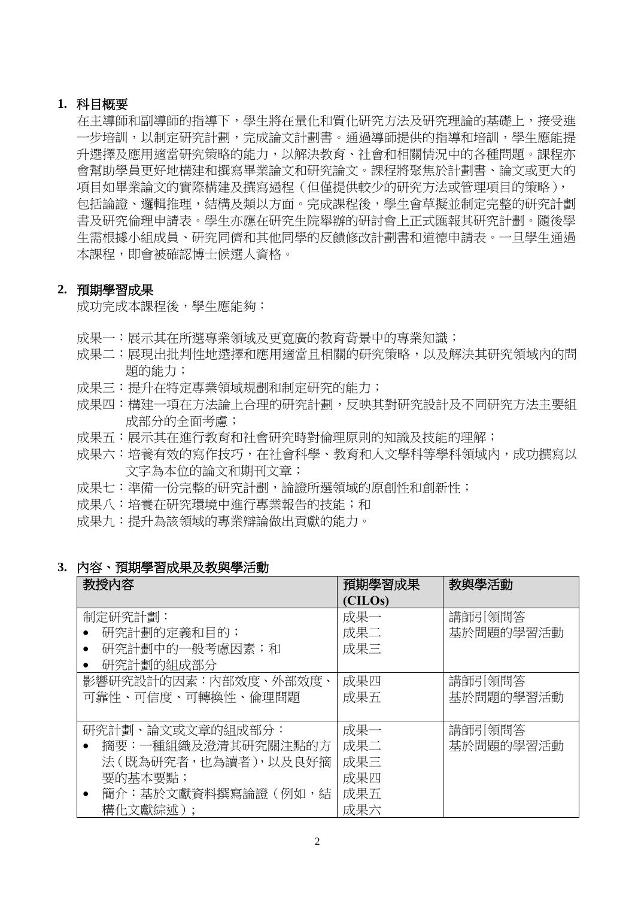## 1. 科目概要

在主導師和副導師的指導下，學生將在量化和質化研究方法及研究理論的基礎上，接受進一步培訓，以制定研究計劃，完成論文計劃書。通過導師提供的指導和培訓，學生應能提升選擇及應用適當研究策略的能力，以解決教育、社會和相關情況中的各種問題。課程亦會幫助學員更好地構建和撰寫畢業論文和研究論文。課程將聚焦於計劃書、論文或更大的項目如畢業論文的實際構建及撰寫過程（但僅提供較少的研究方法或管理項目的策略），包括論證、邏輯推理，結構及類以方面。完成課程後，學生會草擬並制定完整的研究計劃書及研究倫理申請表。學生亦應在研究生院舉辦的研討會上正式匯報其研究計劃。隨後學生需根據小組成員、研究同儕和其他同學的反饋修改計劃書和道德申請表。一旦學生通過本課程，即會被確認博士候選人資格。

## 2. 預期學習成果

成功完成本課程後，學生應能夠：

成果一：展示其在所選專業領域及更寬廣的教育背景中的專業知識；
成果二：展現出批判性地選擇和應用適當且相關的研究策略，以及解決其研究領域內的問題的能力；
成果三：提升在特定專業領域規劃和制定研究的能力；
成果四：構建一項在方法論上合理的研究計劃，反映其對研究設計及不同研究方法主要組成部分的全面考慮；
成果五：展示其在進行教育和社會研究時對倫理原則的知識及技能的理解；
成果六：培養有效的寫作技巧，在社會科學、教育和人文學科等學科領域內，成功撰寫以文字為本位的論文和期刊文章；
成果七：準備一份完整的研究計劃，論證所選領域的原創性和創新性；
成果八：培養在研究環境中進行專業報告的技能；和
成果九：提升為該領域的專業辯論做出貢獻的能力。

## 3. 內容、預期學習成果及教與學活動

| 教授內容 | 預期學習成果 (CILOs) | 教與學活動 |
|---|---|---|
| 制定研究計劃：<br>• 研究計劃的定義和目的；<br>• 研究計劃中的一般考慮因素；和<br>• 研究計劃的組成部分 | 成果一<br>成果二<br>成果三 | 講師引領問答<br>基於問題的學習活動 |
| 影響研究設計的因素：內部效度、外部效度、可靠性、可信度、可轉換性、倫理問題 | 成果四<br>成果五 | 講師引領問答<br>基於問題的學習活動 |
| 研究計劃、論文或文章的組成部分：<br>• 摘要：一種組織及澄清其研究關注點的方法（既為研究者，也為讀者），以及良好摘要的基本要點；<br>• 簡介：基於文獻資料撰寫論證（例如，結構化文獻綜述）； | 成果一<br>成果二<br>成果三<br>成果四<br>成果五<br>成果六 | 講師引領問答<br>基於問題的學習活動 |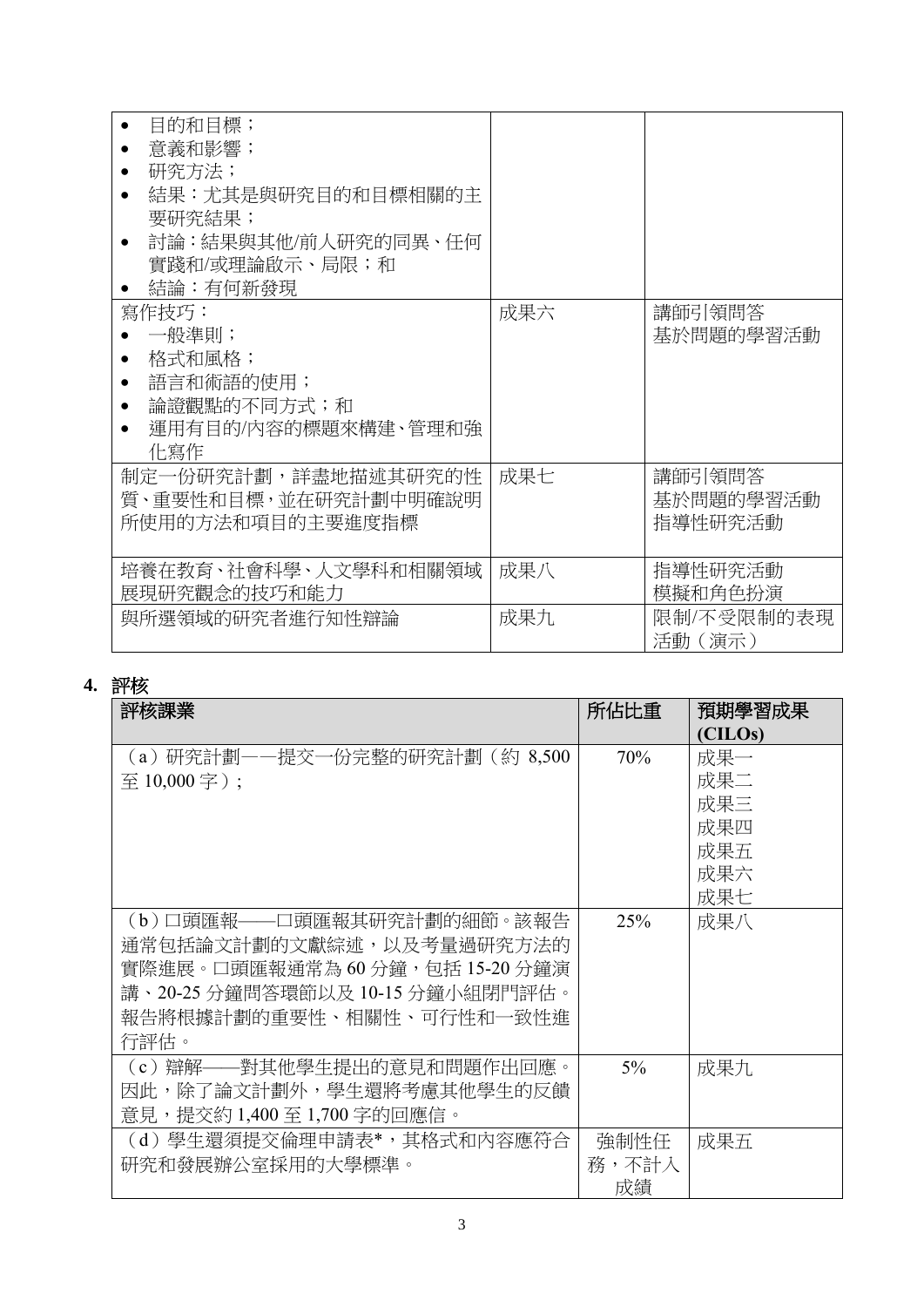| | | |
|---|---|---|
| • 目的和目標；<br>• 意義和影響；<br>• 研究方法；<br>• 結果：尤其是與研究目的和目標相關的主要研究結果；<br>• 討論：結果與其他/前人研究的同異、任何實踐和/或理論啟示、局限；和<br>• 結論：有何新發現 | | |
| 寫作技巧：<br>• 一般準則；<br>• 格式和風格；<br>• 語言和術語的使用；<br>• 論證觀點的不同方式；和<br>• 運用有目的/內容的標題來構建、管理和強化寫作 | 成果六 | 講師引領問答<br>基於問題的學習活動 |
| 制定一份研究計劃，詳盡地描述其研究的性質、重要性和目標，並在研究計劃中明確說明所使用的方法和項目的主要進度指標 | 成果七 | 講師引領問答<br>基於問題的學習活動<br>指導性研究活動 |
| 培養在教育、社會科學、人文學科和相關領域展現研究觀念的技巧和能力 | 成果八 | 指導性研究活動<br>模擬和角色扮演 |
| 與所選領域的研究者進行知性辯論 | 成果九 | 限制/不受限制的表現活動（演示） |

## 4. 評核

| 評核課業 | 所佔比重 | 預期學習成果 (CILOs) |
|---|---|---|
| （a）研究計劃——提交一份完整的研究計劃（約 8,500 至 10,000 字）； | 70% | 成果一<br>成果二<br>成果三<br>成果四<br>成果五<br>成果六<br>成果七 |
| （b）口頭匯報——口頭匯報其研究計劃的細節。該報告通常包括論文計劃的文獻綜述，以及考量過研究方法的實際進展。口頭匯報通常為 60 分鐘，包括 15-20 分鐘演講、20-25 分鐘問答環節以及 10-15 分鐘小組閉門評估。報告將根據計劃的重要性、相關性、可行性和一致性進行評估。 | 25% | 成果八 |
| （c）辯解——對其他學生提出的意見和問題作出回應。因此，除了論文計劃外，學生還將考慮其他學生的反饋意見，提交約 1,400 至 1,700 字的回應信。 | 5% | 成果九 |
| （d）學生還須提交倫理申請表*，其格式和內容應符合研究和發展辦公室採用的大學標準。 | 強制性任務，不計入成績 | 成果五 |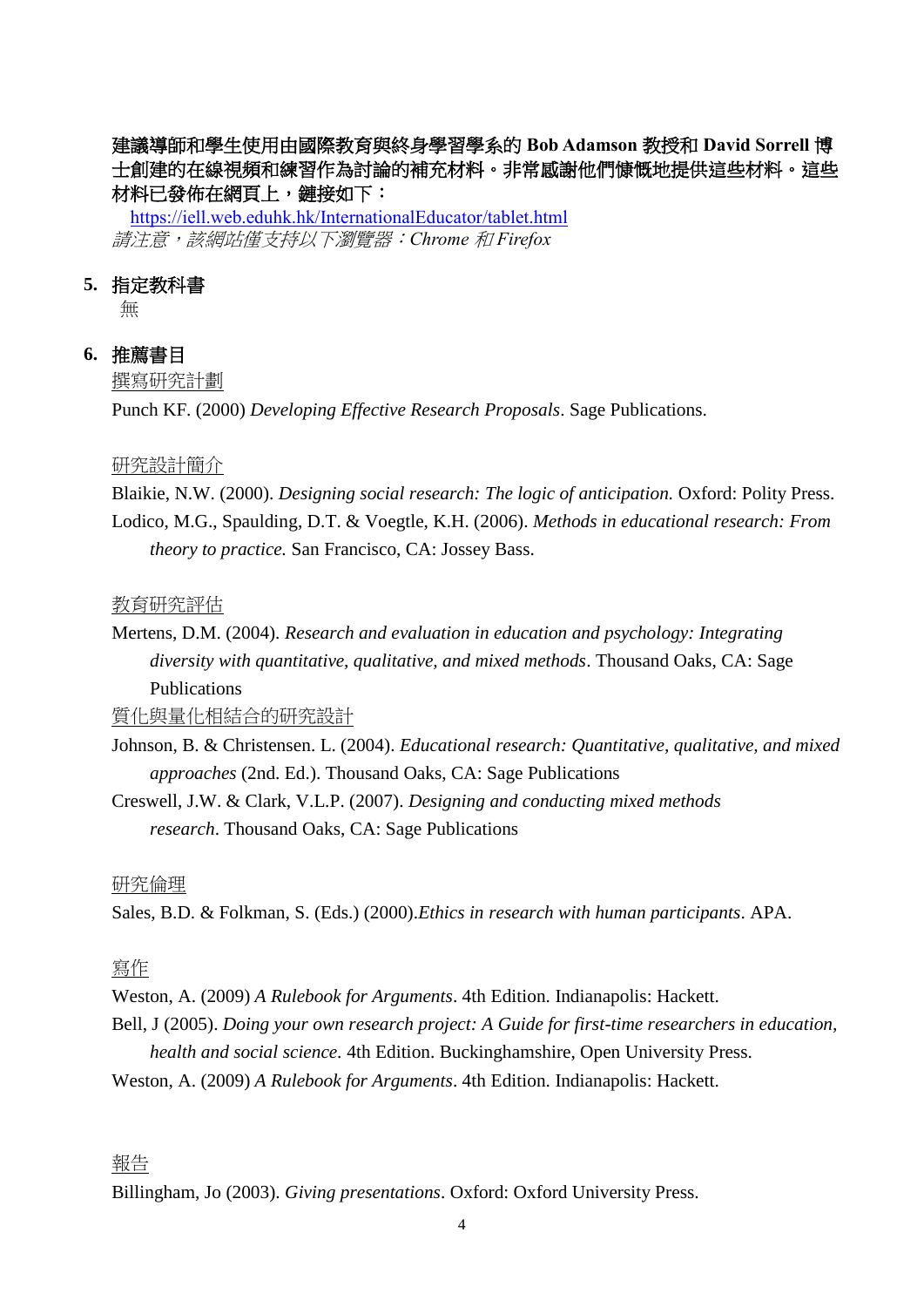**建議導師和學生使用由國際教育與終身學習學系的 Bob Adamson 教授和 David Sorrell 博士創建的在線視頻和練習作為討論的補充材料。非常感謝他們慷慨地提供這些材料。這些材料已發佈在網頁上，鏈接如下：**

https://iell.web.eduhk.hk/InternationalEducator/tablet.html

*請注意，該網站僅支持以下瀏覽器：Chrome 和 Firefox*

## 5. 指定教科書

無

## 6. 推薦書目

<u>撰寫研究計劃</u>

Punch KF. (2000) *Developing Effective Research Proposals*. Sage Publications.

<u>研究設計簡介</u>

Blaikie, N.W. (2000). *Designing social research: The logic of anticipation.* Oxford: Polity Press.

Lodico, M.G., Spaulding, D.T. & Voegtle, K.H. (2006). *Methods in educational research: From theory to practice.* San Francisco, CA: Jossey Bass.

<u>教育研究評估</u>

Mertens, D.M. (2004). *Research and evaluation in education and psychology: Integrating diversity with quantitative, qualitative, and mixed methods*. Thousand Oaks, CA: Sage Publications

<u>質化與量化相結合的研究設計</u>

Johnson, B. & Christensen. L. (2004). *Educational research: Quantitative, qualitative, and mixed approaches* (2nd. Ed.). Thousand Oaks, CA: Sage Publications

Creswell, J.W. & Clark, V.L.P. (2007). *Designing and conducting mixed methods research*. Thousand Oaks, CA: Sage Publications

<u>研究倫理</u>

Sales, B.D. & Folkman, S. (Eds.) (2000).*Ethics in research with human participants*. APA.

<u>寫作</u>

Weston, A. (2009) *A Rulebook for Arguments*. 4th Edition. Indianapolis: Hackett.

Bell, J (2005). *Doing your own research project: A Guide for first-time researchers in education, health and social science.* 4th Edition. Buckinghamshire, Open University Press.

Weston, A. (2009) *A Rulebook for Arguments*. 4th Edition. Indianapolis: Hackett.

<u>報告</u>

Billingham, Jo (2003). *Giving presentations*. Oxford: Oxford University Press.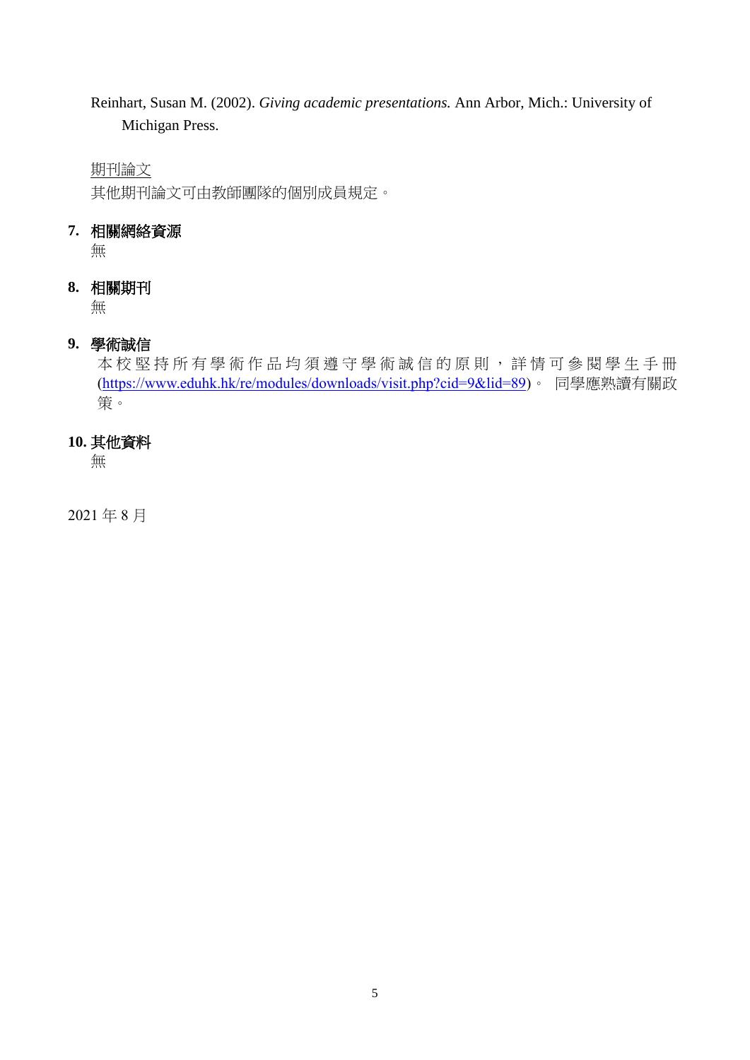Reinhart, Susan M. (2002). *Giving academic presentations.* Ann Arbor, Mich.: University of Michigan Press.

期刊論文

其他期刊論文可由教師團隊的個別成員規定。

## 7. 相關網絡資源

無

## 8. 相關期刊

無

## 9. 學術誠信

本校堅持所有學術作品均須遵守學術誠信的原則，詳情可參閱學生手冊 (https://www.eduhk.hk/re/modules/downloads/visit.php?cid=9&lid=89)。 同學應熟讀有關政策。

## 10. 其他資料

無

2021 年 8 月